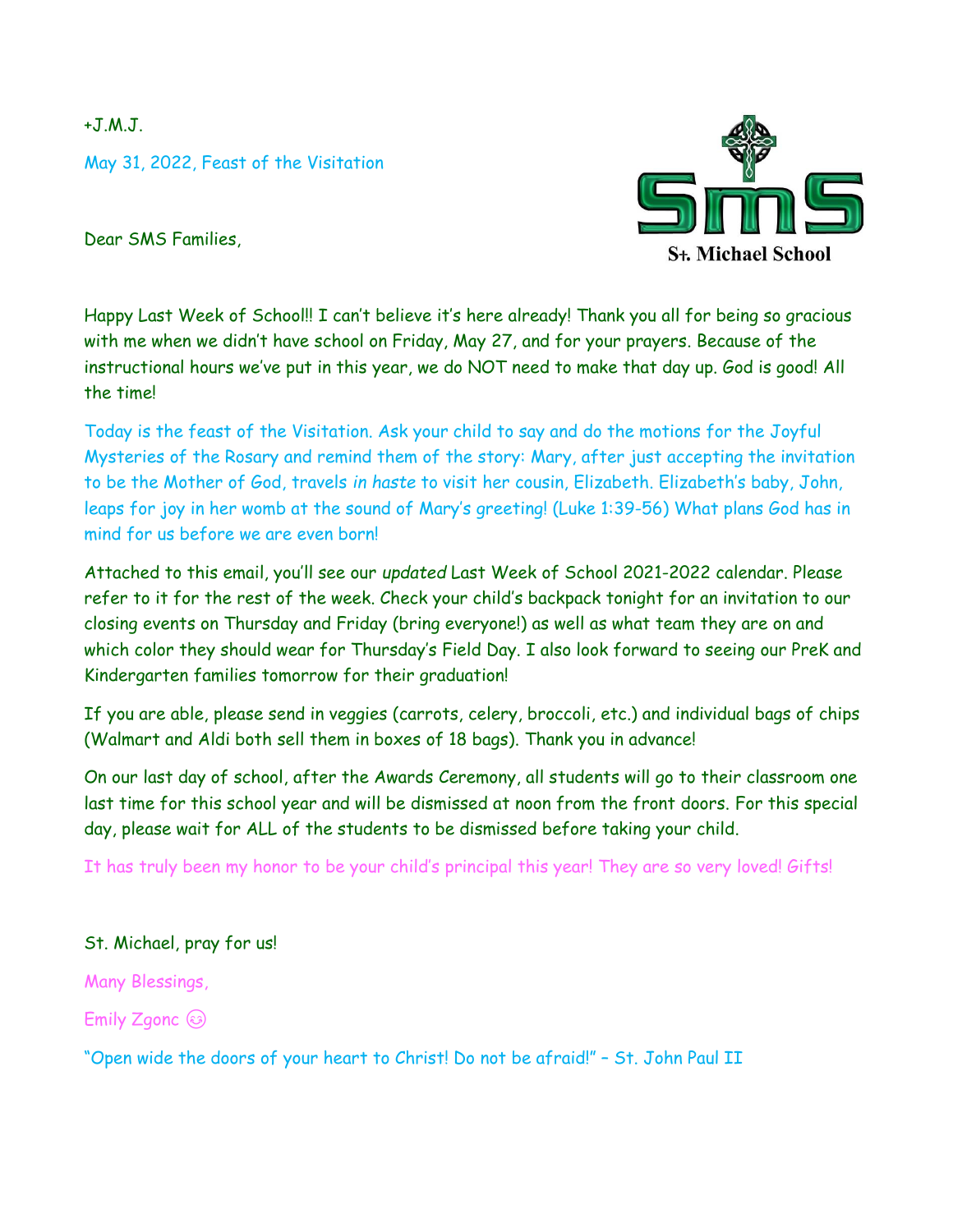+J.M.J.

May 31, 2022, Feast of the Visitation

St. Michael School

Dear SMS Families,

Happy Last Week of School!! I can't believe it's here already! Thank you all for being so gracious with me when we didn't have school on Friday, May 27, and for your prayers. Because of the instructional hours we've put in this year, we do NOT need to make that day up. God is good! All the time!

Today is the feast of the Visitation. Ask your child to say and do the motions for the Joyful Mysteries of the Rosary and remind them of the story: Mary, after just accepting the invitation to be the Mother of God, travels *in haste* to visit her cousin, Elizabeth. Elizabeth's baby, John, leaps for joy in her womb at the sound of Mary's greeting! (Luke 1:39-56) What plans God has in mind for us before we are even born!

Attached to this email, you'll see our *updated* Last Week of School 2021-2022 calendar. Please refer to it for the rest of the week. Check your child's backpack tonight for an invitation to our closing events on Thursday and Friday (bring everyone!) as well as what team they are on and which color they should wear for Thursday's Field Day. I also look forward to seeing our PreK and Kindergarten families tomorrow for their graduation!

If you are able, please send in veggies (carrots, celery, broccoli, etc.) and individual bags of chips (Walmart and Aldi both sell them in boxes of 18 bags). Thank you in advance!

On our last day of school, after the Awards Ceremony, all students will go to their classroom one last time for this school year and will be dismissed at noon from the front doors. For this special day, please wait for ALL of the students to be dismissed before taking your child.

It has truly been my honor to be your child's principal this year! They are so very loved! Gifts!

St. Michael, pray for us!

Many Blessings,

Emily Zgonc ☺

"Open wide the doors of your heart to Christ! Do not be afraid!" – St. John Paul II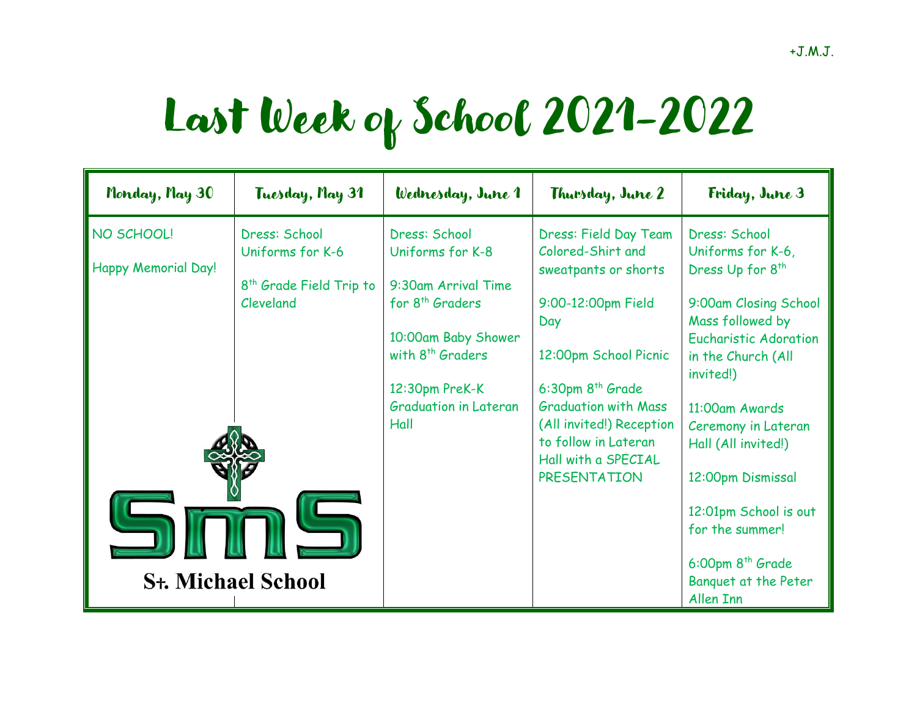+J.M.J.

# Last Week of School 2021-2022

| Monday, May 30 | Tuesday, May 31 | Wednesday, June 1 | Thursday, June 2 | Friday, June 3 |
|---|---|---|---|---|
| NO SCHOOL!<br><br>Happy Memorial Day! | Dress: School Uniforms for K-6<br><br>8th Grade Field Trip to Cleveland | Dress: School Uniforms for K-8<br><br>9:30am Arrival Time for 8th Graders<br><br>10:00am Baby Shower with 8th Graders<br><br>12:30pm PreK-K Graduation in Lateran Hall | Dress: Field Day Team Colored-Shirt and sweatpants or shorts<br><br>9:00-12:00pm Field Day<br><br>12:00pm School Picnic<br><br>6:30pm 8th Grade Graduation with Mass (All invited!) Reception to follow in Lateran Hall with a SPECIAL PRESENTATION | Dress: School Uniforms for K-6, Dress Up for 8th<br><br>9:00am Closing School Mass followed by Eucharistic Adoration in the Church (All invited!)<br><br>11:00am Awards Ceremony in Lateran Hall (All invited!)<br><br>12:00pm Dismissal<br><br>12:01pm School is out for the summer!<br><br>6:00pm 8th Grade Banquet at the Peter Allen Inn |

SmS

St. Michael School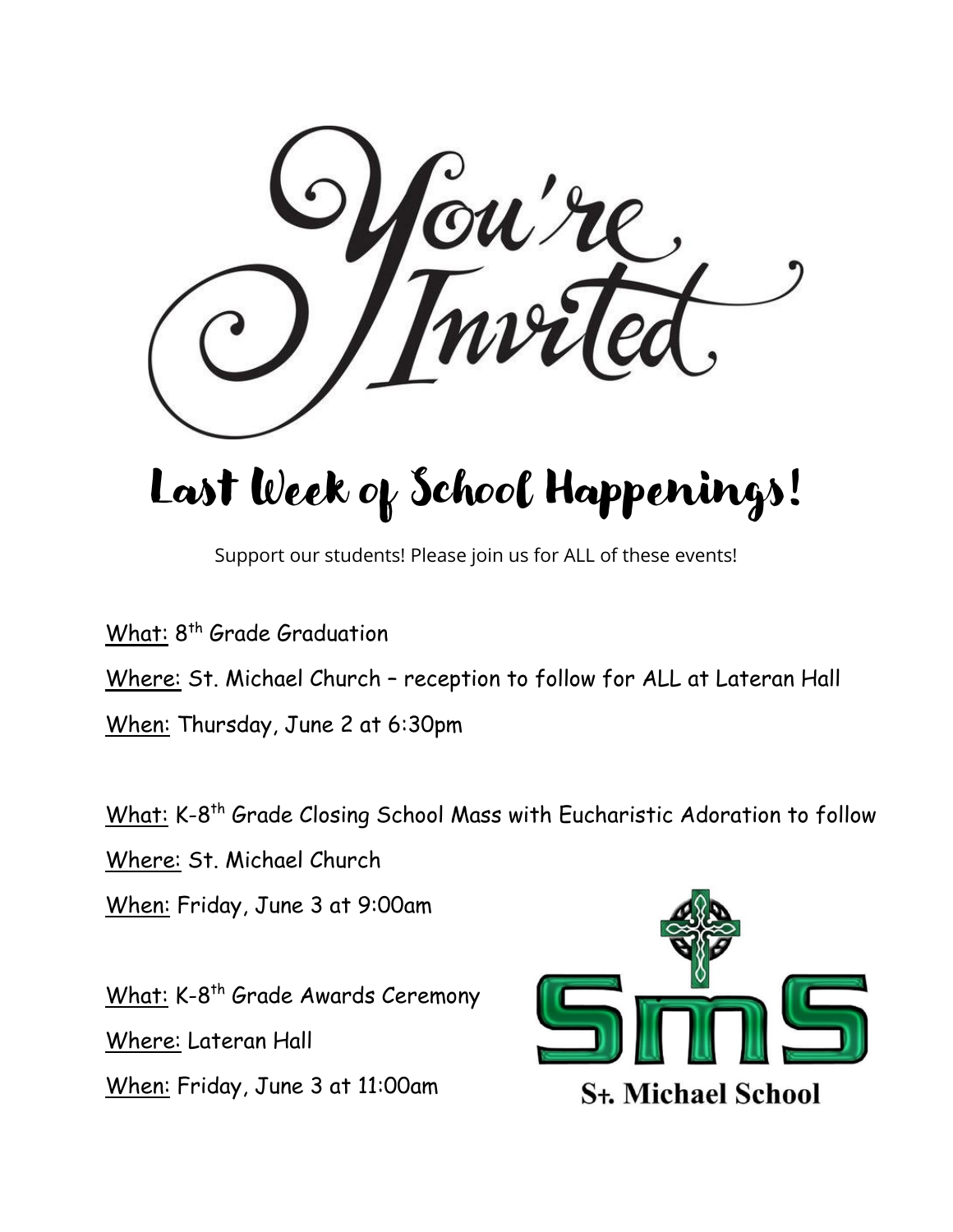# You're Invited

## Last Week of School Happenings!

Support our students! Please join us for ALL of these events!

What: $8^{th}$ Grade Graduation

Where: St. Michael Church – reception to follow for ALL at Lateran Hall

When: Thursday, June 2 at 6:30pm

What: K-$8^{th}$ Grade Closing School Mass with Eucharistic Adoration to follow

Where: St. Michael Church

When: Friday, June 3 at 9:00am

What: K-$8^{th}$ Grade Awards Ceremony

Where: Lateran Hall

When: Friday, June 3 at 11:00am

SMS

St. Michael School